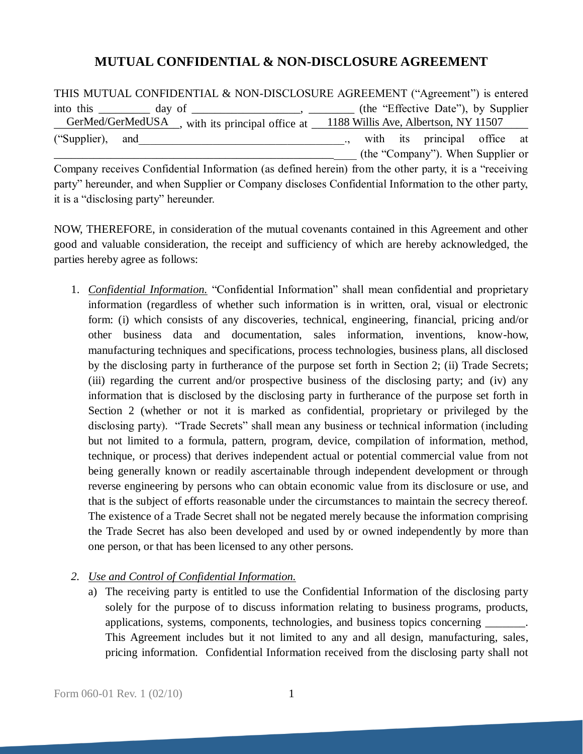# MUTUAL CONFIDENTIAL & NON-DISCLOSURE AGREEMENT

THIS MUTUAL CONFIDENTIAL & NON-DISCLOSURE AGREEMENT ("Agreement") is entered into this _________ day of ___________________, ________ (the "Effective Date"), by Supplier __GerMed/GerMedUSA__, with its principal office at ___1188 Willis Ave, Albertson, NY 11507______ ("Supplier), and_____________________________________., with its principal office at _____________________________________________ (the "Company"). When Supplier or Company receives Confidential Information (as defined herein) from the other party, it is a "receiving party" hereunder, and when Supplier or Company discloses Confidential Information to the other party, it is a "disclosing party" hereunder.

NOW, THEREFORE, in consideration of the mutual covenants contained in this Agreement and other good and valuable consideration, the receipt and sufficiency of which are hereby acknowledged, the parties hereby agree as follows:

1. *Confidential Information.* "Confidential Information" shall mean confidential and proprietary information (regardless of whether such information is in written, oral, visual or electronic form: (i) which consists of any discoveries, technical, engineering, financial, pricing and/or other business data and documentation, sales information, inventions, know-how, manufacturing techniques and specifications, process technologies, business plans, all disclosed by the disclosing party in furtherance of the purpose set forth in Section 2; (ii) Trade Secrets; (iii) regarding the current and/or prospective business of the disclosing party; and (iv) any information that is disclosed by the disclosing party in furtherance of the purpose set forth in Section 2 (whether or not it is marked as confidential, proprietary or privileged by the disclosing party). "Trade Secrets" shall mean any business or technical information (including but not limited to a formula, pattern, program, device, compilation of information, method, technique, or process) that derives independent actual or potential commercial value from not being generally known or readily ascertainable through independent development or through reverse engineering by persons who can obtain economic value from its disclosure or use, and that is the subject of efforts reasonable under the circumstances to maintain the secrecy thereof. The existence of a Trade Secret shall not be negated merely because the information comprising the Trade Secret has also been developed and used by or owned independently by more than one person, or that has been licensed to any other persons.

2. *Use and Control of Confidential Information.*
   a) The receiving party is entitled to use the Confidential Information of the disclosing party solely for the purpose of to discuss information relating to business programs, products, applications, systems, components, technologies, and business topics concerning _______. This Agreement includes but it not limited to any and all design, manufacturing, sales, pricing information. Confidential Information received from the disclosing party shall not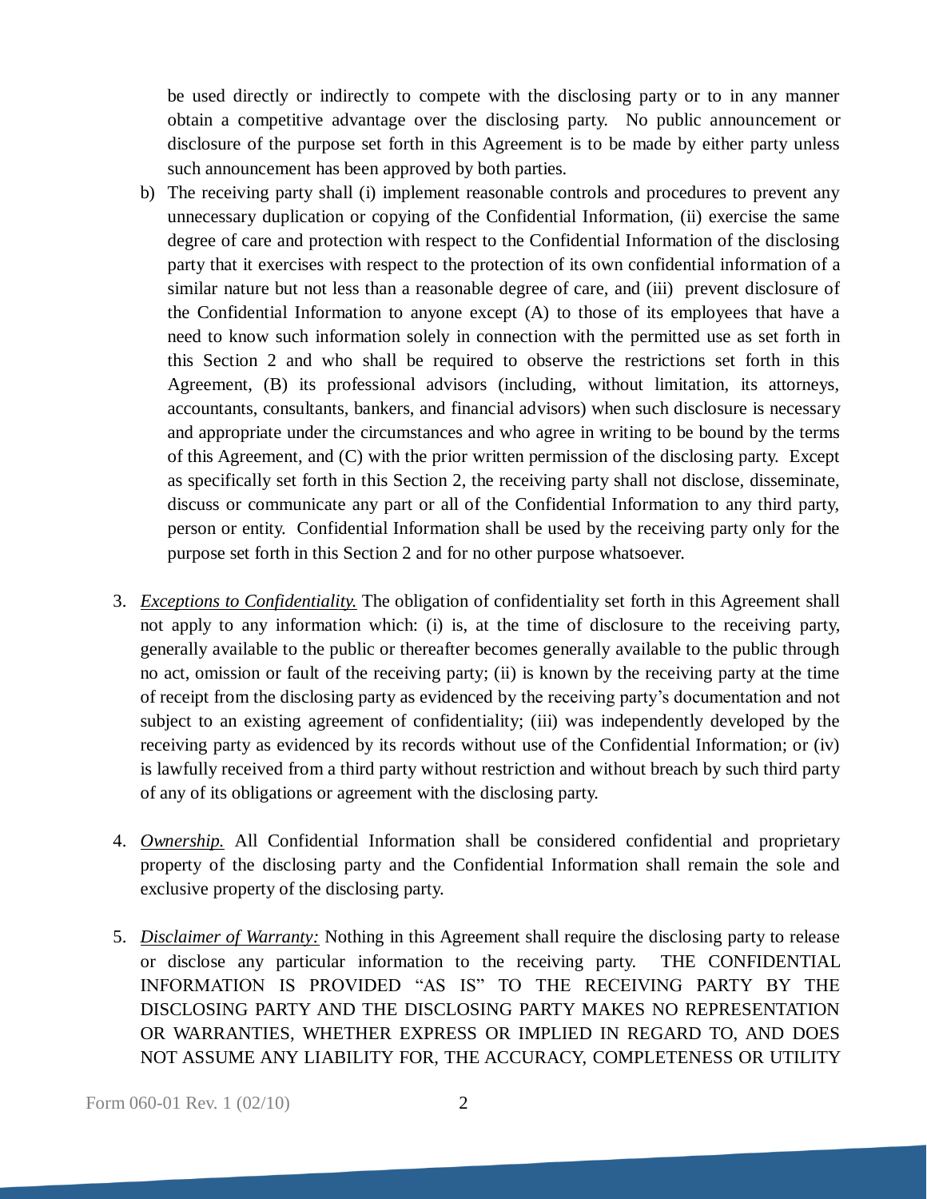be used directly or indirectly to compete with the disclosing party or to in any manner obtain a competitive advantage over the disclosing party. No public announcement or disclosure of the purpose set forth in this Agreement is to be made by either party unless such announcement has been approved by both parties.

b) The receiving party shall (i) implement reasonable controls and procedures to prevent any unnecessary duplication or copying of the Confidential Information, (ii) exercise the same degree of care and protection with respect to the Confidential Information of the disclosing party that it exercises with respect to the protection of its own confidential information of a similar nature but not less than a reasonable degree of care, and (iii) prevent disclosure of the Confidential Information to anyone except (A) to those of its employees that have a need to know such information solely in connection with the permitted use as set forth in this Section 2 and who shall be required to observe the restrictions set forth in this Agreement, (B) its professional advisors (including, without limitation, its attorneys, accountants, consultants, bankers, and financial advisors) when such disclosure is necessary and appropriate under the circumstances and who agree in writing to be bound by the terms of this Agreement, and (C) with the prior written permission of the disclosing party. Except as specifically set forth in this Section 2, the receiving party shall not disclose, disseminate, discuss or communicate any part or all of the Confidential Information to any third party, person or entity. Confidential Information shall be used by the receiving party only for the purpose set forth in this Section 2 and for no other purpose whatsoever.

3. *Exceptions to Confidentiality.* The obligation of confidentiality set forth in this Agreement shall not apply to any information which: (i) is, at the time of disclosure to the receiving party, generally available to the public or thereafter becomes generally available to the public through no act, omission or fault of the receiving party; (ii) is known by the receiving party at the time of receipt from the disclosing party as evidenced by the receiving party's documentation and not subject to an existing agreement of confidentiality; (iii) was independently developed by the receiving party as evidenced by its records without use of the Confidential Information; or (iv) is lawfully received from a third party without restriction and without breach by such third party of any of its obligations or agreement with the disclosing party.

4. *Ownership.* All Confidential Information shall be considered confidential and proprietary property of the disclosing party and the Confidential Information shall remain the sole and exclusive property of the disclosing party.

5. *Disclaimer of Warranty:* Nothing in this Agreement shall require the disclosing party to release or disclose any particular information to the receiving party. THE CONFIDENTIAL INFORMATION IS PROVIDED "AS IS" TO THE RECEIVING PARTY BY THE DISCLOSING PARTY AND THE DISCLOSING PARTY MAKES NO REPRESENTATION OR WARRANTIES, WHETHER EXPRESS OR IMPLIED IN REGARD TO, AND DOES NOT ASSUME ANY LIABILITY FOR, THE ACCURACY, COMPLETENESS OR UTILITY

Form 060-01 Rev. 1 (02/10)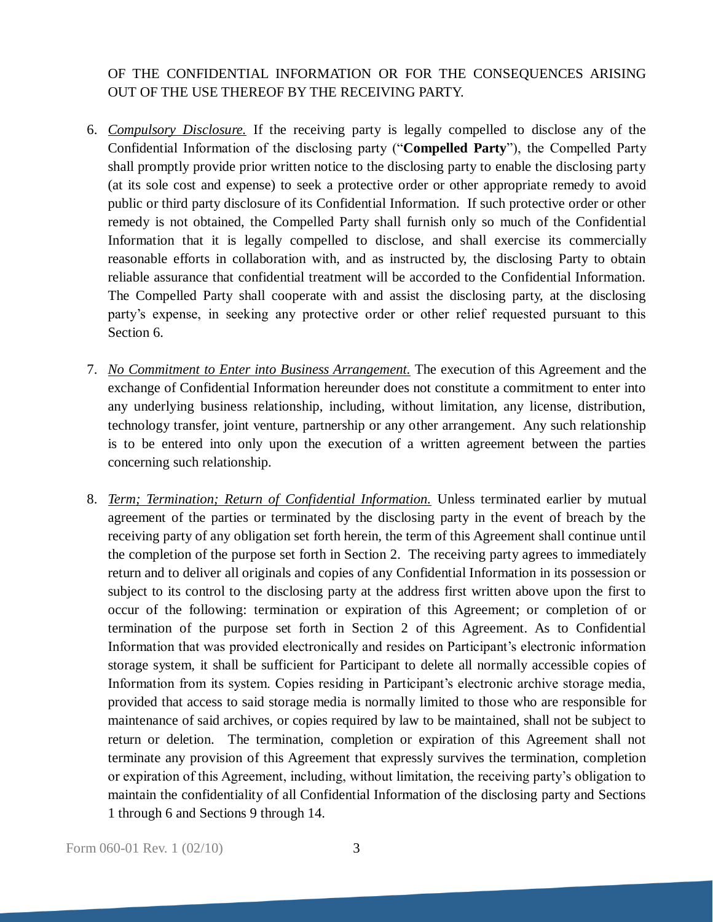OF THE CONFIDENTIAL INFORMATION OR FOR THE CONSEQUENCES ARISING OUT OF THE USE THEREOF BY THE RECEIVING PARTY.

6. *Compulsory Disclosure.* If the receiving party is legally compelled to disclose any of the Confidential Information of the disclosing party ("**Compelled Party**"), the Compelled Party shall promptly provide prior written notice to the disclosing party to enable the disclosing party (at its sole cost and expense) to seek a protective order or other appropriate remedy to avoid public or third party disclosure of its Confidential Information. If such protective order or other remedy is not obtained, the Compelled Party shall furnish only so much of the Confidential Information that it is legally compelled to disclose, and shall exercise its commercially reasonable efforts in collaboration with, and as instructed by, the disclosing Party to obtain reliable assurance that confidential treatment will be accorded to the Confidential Information. The Compelled Party shall cooperate with and assist the disclosing party, at the disclosing party's expense, in seeking any protective order or other relief requested pursuant to this Section 6.

7. *No Commitment to Enter into Business Arrangement.* The execution of this Agreement and the exchange of Confidential Information hereunder does not constitute a commitment to enter into any underlying business relationship, including, without limitation, any license, distribution, technology transfer, joint venture, partnership or any other arrangement. Any such relationship is to be entered into only upon the execution of a written agreement between the parties concerning such relationship.

8. *Term; Termination; Return of Confidential Information.* Unless terminated earlier by mutual agreement of the parties or terminated by the disclosing party in the event of breach by the receiving party of any obligation set forth herein, the term of this Agreement shall continue until the completion of the purpose set forth in Section 2. The receiving party agrees to immediately return and to deliver all originals and copies of any Confidential Information in its possession or subject to its control to the disclosing party at the address first written above upon the first to occur of the following: termination or expiration of this Agreement; or completion of or termination of the purpose set forth in Section 2 of this Agreement. As to Confidential Information that was provided electronically and resides on Participant's electronic information storage system, it shall be sufficient for Participant to delete all normally accessible copies of Information from its system. Copies residing in Participant's electronic archive storage media, provided that access to said storage media is normally limited to those who are responsible for maintenance of said archives, or copies required by law to be maintained, shall not be subject to return or deletion. The termination, completion or expiration of this Agreement shall not terminate any provision of this Agreement that expressly survives the termination, completion or expiration of this Agreement, including, without limitation, the receiving party's obligation to maintain the confidentiality of all Confidential Information of the disclosing party and Sections 1 through 6 and Sections 9 through 14.

Form 060-01 Rev. 1 (02/10)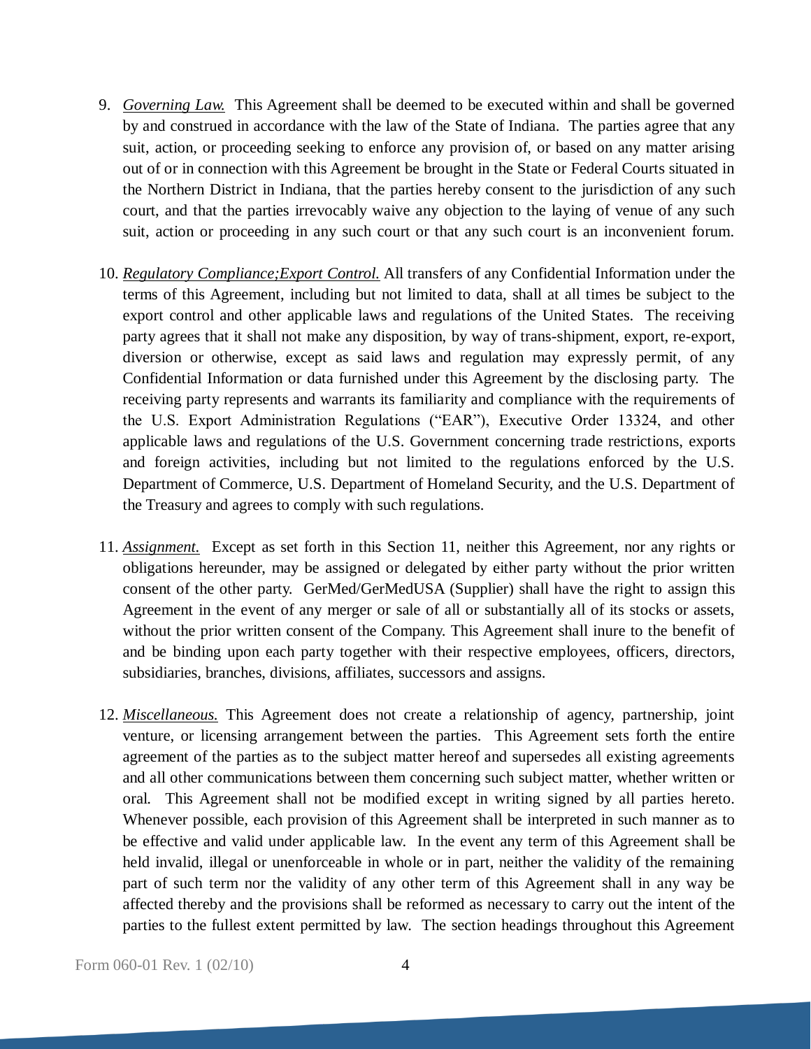9. *Governing Law.* This Agreement shall be deemed to be executed within and shall be governed by and construed in accordance with the law of the State of Indiana. The parties agree that any suit, action, or proceeding seeking to enforce any provision of, or based on any matter arising out of or in connection with this Agreement be brought in the State or Federal Courts situated in the Northern District in Indiana, that the parties hereby consent to the jurisdiction of any such court, and that the parties irrevocably waive any objection to the laying of venue of any such suit, action or proceeding in any such court or that any such court is an inconvenient forum.

10. *Regulatory Compliance;Export Control.* All transfers of any Confidential Information under the terms of this Agreement, including but not limited to data, shall at all times be subject to the export control and other applicable laws and regulations of the United States. The receiving party agrees that it shall not make any disposition, by way of trans-shipment, export, re-export, diversion or otherwise, except as said laws and regulation may expressly permit, of any Confidential Information or data furnished under this Agreement by the disclosing party. The receiving party represents and warrants its familiarity and compliance with the requirements of the U.S. Export Administration Regulations ("EAR"), Executive Order 13324, and other applicable laws and regulations of the U.S. Government concerning trade restrictions, exports and foreign activities, including but not limited to the regulations enforced by the U.S. Department of Commerce, U.S. Department of Homeland Security, and the U.S. Department of the Treasury and agrees to comply with such regulations.

11. *Assignment.* Except as set forth in this Section 11, neither this Agreement, nor any rights or obligations hereunder, may be assigned or delegated by either party without the prior written consent of the other party. GerMed/GerMedUSA (Supplier) shall have the right to assign this Agreement in the event of any merger or sale of all or substantially all of its stocks or assets, without the prior written consent of the Company. This Agreement shall inure to the benefit of and be binding upon each party together with their respective employees, officers, directors, subsidiaries, branches, divisions, affiliates, successors and assigns.

12. *Miscellaneous.* This Agreement does not create a relationship of agency, partnership, joint venture, or licensing arrangement between the parties. This Agreement sets forth the entire agreement of the parties as to the subject matter hereof and supersedes all existing agreements and all other communications between them concerning such subject matter, whether written or oral. This Agreement shall not be modified except in writing signed by all parties hereto. Whenever possible, each provision of this Agreement shall be interpreted in such manner as to be effective and valid under applicable law. In the event any term of this Agreement shall be held invalid, illegal or unenforceable in whole or in part, neither the validity of the remaining part of such term nor the validity of any other term of this Agreement shall in any way be affected thereby and the provisions shall be reformed as necessary to carry out the intent of the parties to the fullest extent permitted by law. The section headings throughout this Agreement

Form 060-01 Rev. 1 (02/10)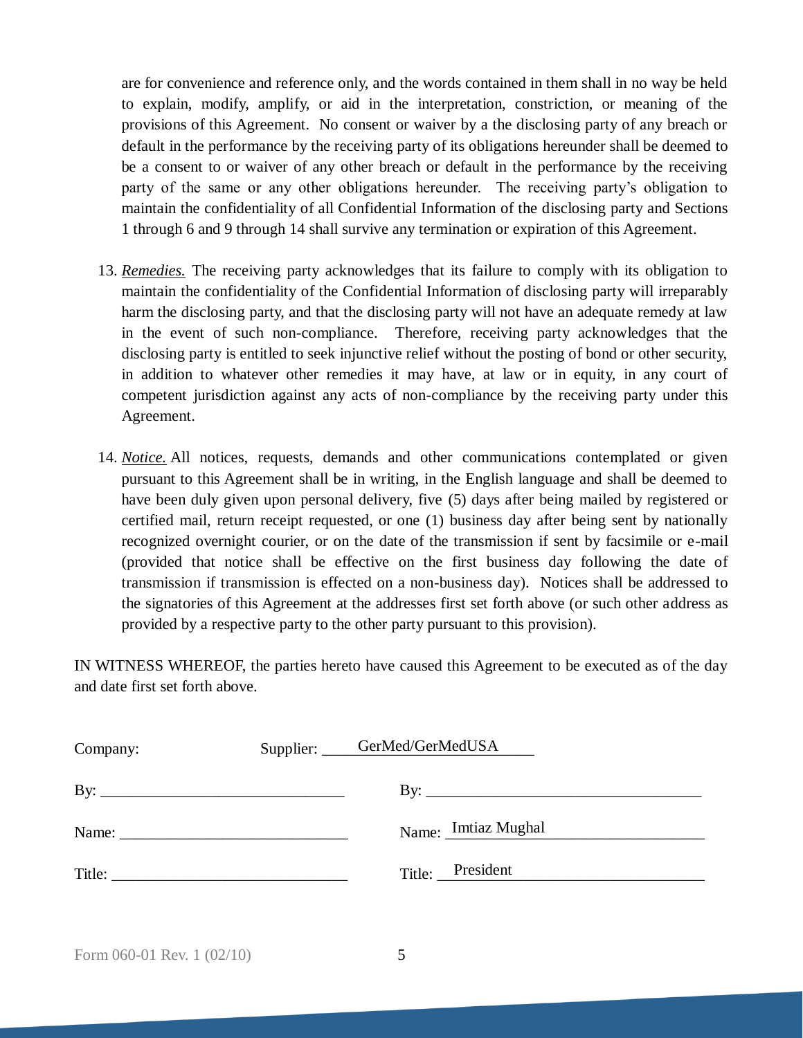are for convenience and reference only, and the words contained in them shall in no way be held to explain, modify, amplify, or aid in the interpretation, constriction, or meaning of the provisions of this Agreement. No consent or waiver by a the disclosing party of any breach or default in the performance by the receiving party of its obligations hereunder shall be deemed to be a consent to or waiver of any other breach or default in the performance by the receiving party of the same or any other obligations hereunder. The receiving party's obligation to maintain the confidentiality of all Confidential Information of the disclosing party and Sections 1 through 6 and 9 through 14 shall survive any termination or expiration of this Agreement.

13. *Remedies.* The receiving party acknowledges that its failure to comply with its obligation to maintain the confidentiality of the Confidential Information of disclosing party will irreparably harm the disclosing party, and that the disclosing party will not have an adequate remedy at law in the event of such non-compliance. Therefore, receiving party acknowledges that the disclosing party is entitled to seek injunctive relief without the posting of bond or other security, in addition to whatever other remedies it may have, at law or in equity, in any court of competent jurisdiction against any acts of non-compliance by the receiving party under this Agreement.

14. *Notice.* All notices, requests, demands and other communications contemplated or given pursuant to this Agreement shall be in writing, in the English language and shall be deemed to have been duly given upon personal delivery, five (5) days after being mailed by registered or certified mail, return receipt requested, or one (1) business day after being sent by nationally recognized overnight courier, or on the date of the transmission if sent by facsimile or e-mail (provided that notice shall be effective on the first business day following the date of transmission if transmission is effected on a non-business day). Notices shall be addressed to the signatories of this Agreement at the addresses first set forth above (or such other address as provided by a respective party to the other party pursuant to this provision).

IN WITNESS WHEREOF, the parties hereto have caused this Agreement to be executed as of the day and date first set forth above.

| | |
|---|---|
| Company: | Supplier: GerMed/GerMedUSA |
| By: ______________________ | By: ______________________ |
| Name: ______________________ | Name: Imtiaz Mughal |
| Title: ______________________ | Title: President |

Form 060-01 Rev. 1 (02/10)